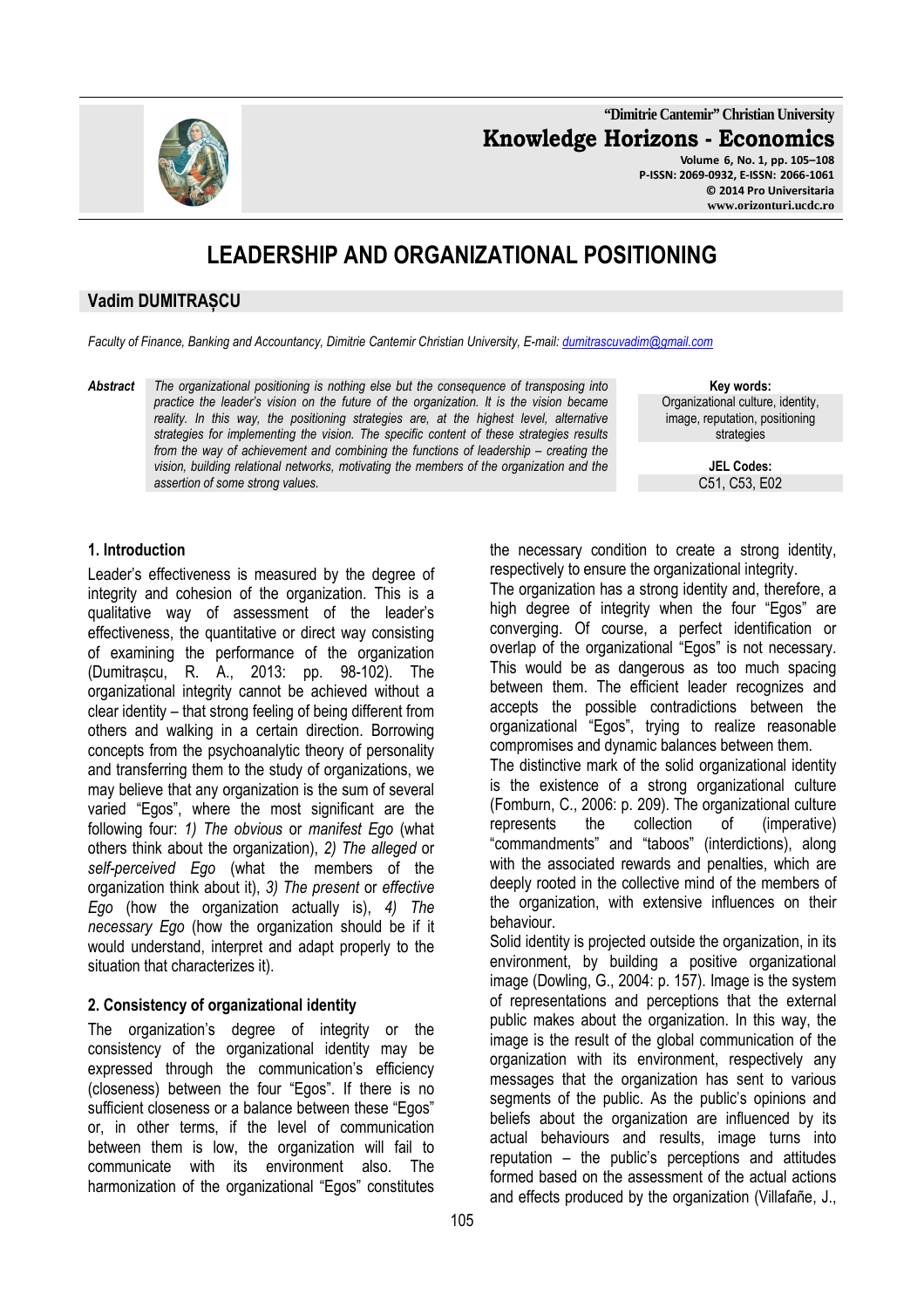# LEADERSHIP AND ORGANIZATIONAL POSITIONING

## Vadim DUMITRAȘCU

*Faculty of Finance, Banking and Accountancy, Dimitrie Cantemir Christian University, E-mail: dumitrascuvadim@gmail.com*

***Abstract*** *The organizational positioning is nothing else but the consequence of transposing into practice the leader's vision on the future of the organization. It is the vision became reality. In this way, the positioning strategies are, at the highest level, alternative strategies for implementing the vision. The specific content of these strategies results from the way of achievement and combining the functions of leadership – creating the vision, building relational networks, motivating the members of the organization and the assertion of some strong values.*

**Key words:**
Organizational culture, identity, image, reputation, positioning strategies

**JEL Codes:**
C51, C53, E02

### 1. Introduction

Leader's effectiveness is measured by the degree of integrity and cohesion of the organization. This is a qualitative way of assessment of the leader's effectiveness, the quantitative or direct way consisting of examining the performance of the organization (Dumitrașcu, R. A., 2013: pp. 98-102). The organizational integrity cannot be achieved without a clear identity – that strong feeling of being different from others and walking in a certain direction. Borrowing concepts from the psychoanalytic theory of personality and transferring them to the study of organizations, we may believe that any organization is the sum of several varied "Egos", where the most significant are the following four: *1) The obvious* or *manifest Ego* (what others think about the organization), *2) The alleged* or *self-perceived Ego* (what the members of the organization think about it), *3) The present* or *effective Ego* (how the organization actually is), *4) The necessary Ego* (how the organization should be if it would understand, interpret and adapt properly to the situation that characterizes it).

### 2. Consistency of organizational identity

The organization's degree of integrity or the consistency of the organizational identity may be expressed through the communication's efficiency (closeness) between the four "Egos". If there is no sufficient closeness or a balance between these "Egos" or, in other terms, if the level of communication between them is low, the organization will fail to communicate with its environment also. The harmonization of the organizational "Egos" constitutes the necessary condition to create a strong identity, respectively to ensure the organizational integrity.

The organization has a strong identity and, therefore, a high degree of integrity when the four "Egos" are converging. Of course, a perfect identification or overlap of the organizational "Egos" is not necessary. This would be as dangerous as too much spacing between them. The efficient leader recognizes and accepts the possible contradictions between the organizational "Egos", trying to realize reasonable compromises and dynamic balances between them.

The distinctive mark of the solid organizational identity is the existence of a strong organizational culture (Fomburn, C., 2006: p. 209). The organizational culture represents the collection of (imperative) "commandments" and "taboos" (interdictions), along with the associated rewards and penalties, which are deeply rooted in the collective mind of the members of the organization, with extensive influences on their behaviour.

Solid identity is projected outside the organization, in its environment, by building a positive organizational image (Dowling, G., 2004: p. 157). Image is the system of representations and perceptions that the external public makes about the organization. In this way, the image is the result of the global communication of the organization with its environment, respectively any messages that the organization has sent to various segments of the public. As the public's opinions and beliefs about the organization are influenced by its actual behaviours and results, image turns into reputation – the public's perceptions and attitudes formed based on the assessment of the actual actions and effects produced by the organization (Villafañe, J.,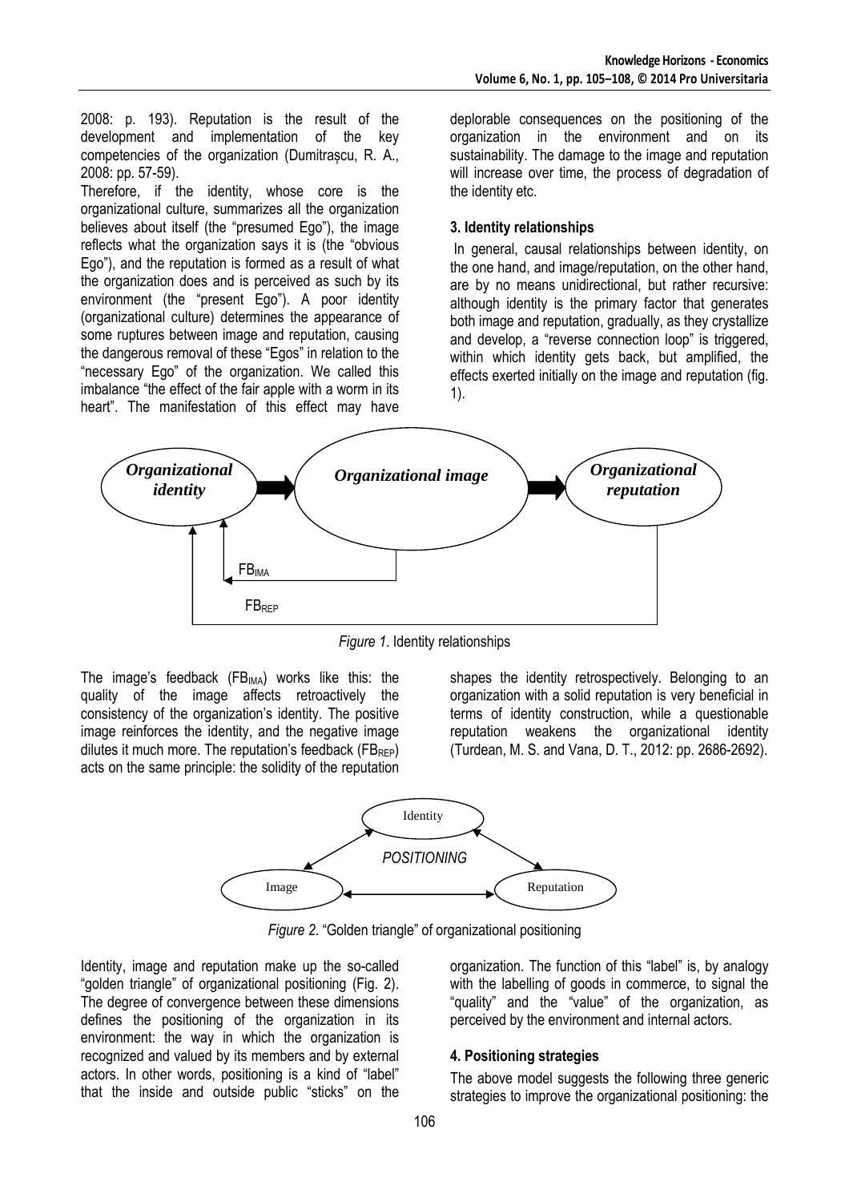2008: p. 193). Reputation is the result of the development and implementation of the key competencies of the organization (Dumitrașcu, R. A., 2008: pp. 57-59).

Therefore, if the identity, whose core is the organizational culture, summarizes all the organization believes about itself (the "presumed Ego"), the image reflects what the organization says it is (the "obvious Ego"), and the reputation is formed as a result of what the organization does and is perceived as such by its environment (the "present Ego"). A poor identity (organizational culture) determines the appearance of some ruptures between image and reputation, causing the dangerous removal of these "Egos" in relation to the "necessary Ego" of the organization. We called this imbalance "the effect of the fair apple with a worm in its heart". The manifestation of this effect may have deplorable consequences on the positioning of the organization in the environment and on its sustainability. The damage to the image and reputation will increase over time, the process of degradation of the identity etc.

### 3. Identity relationships

In general, causal relationships between identity, on the one hand, and image/reputation, on the other hand, are by no means unidirectional, but rather recursive: although identity is the primary factor that generates both image and reputation, gradually, as they crystallize and develop, a "reverse connection loop" is triggered, within which identity gets back, but amplified, the effects exerted initially on the image and reputation (fig. 1).

*Organizational identity* → *Organizational image* → *Organizational reputation*

$FB_{IMA}$

$FB_{REP}$

*Figure 1*. Identity relationships

The image's feedback ($FB_{IMA}$) works like this: the quality of the image affects retroactively the consistency of the organization's identity. The positive image reinforces the identity, and the negative image dilutes it much more. The reputation's feedback ($FB_{REP}$) acts on the same principle: the solidity of the reputation shapes the identity retrospectively. Belonging to an organization with a solid reputation is very beneficial in terms of identity construction, while a questionable reputation weakens the organizational identity (Turdean, M. S. and Vana, D. T., 2012: pp. 2686-2692).

Identity

*POSITIONING*

Image ↔ Reputation

*Figure 2*. "Golden triangle" of organizational positioning

Identity, image and reputation make up the so-called "golden triangle" of organizational positioning (Fig. 2). The degree of convergence between these dimensions defines the positioning of the organization in its environment: the way in which the organization is recognized and valued by its members and by external actors. In other words, positioning is a kind of "label" that the inside and outside public "sticks" on the organization. The function of this "label" is, by analogy with the labelling of goods in commerce, to signal the "quality" and the "value" of the organization, as perceived by the environment and internal actors.

### 4. Positioning strategies

The above model suggests the following three generic strategies to improve the organizational positioning: the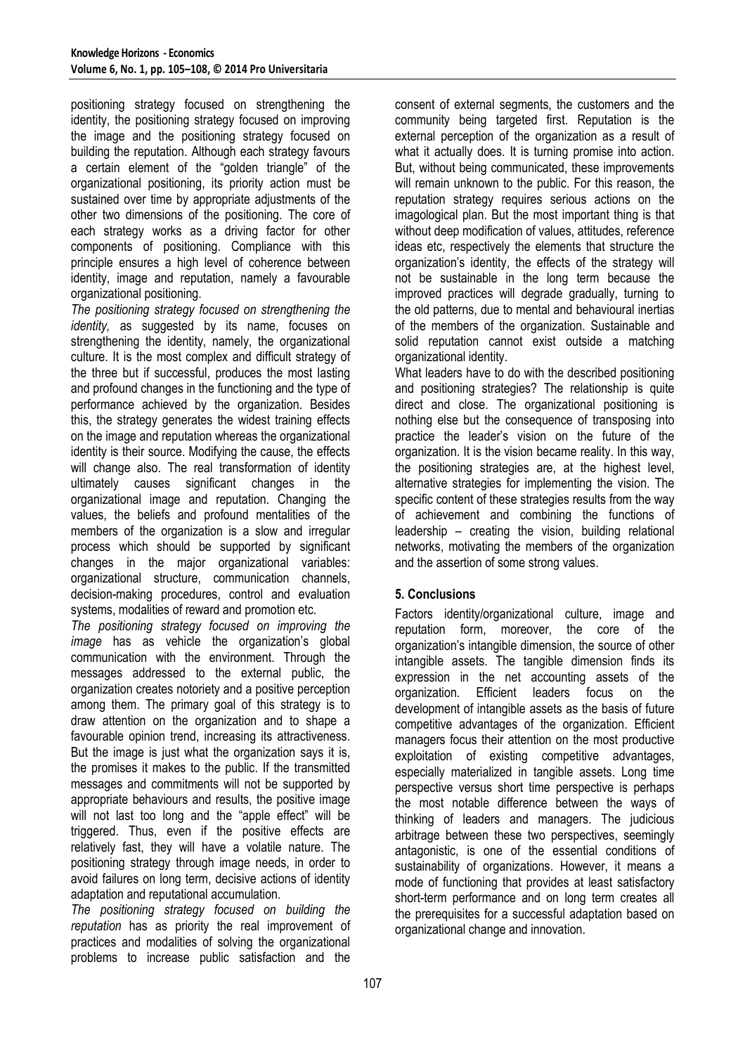positioning strategy focused on strengthening the identity, the positioning strategy focused on improving the image and the positioning strategy focused on building the reputation. Although each strategy favours a certain element of the "golden triangle" of the organizational positioning, its priority action must be sustained over time by appropriate adjustments of the other two dimensions of the positioning. The core of each strategy works as a driving factor for other components of positioning. Compliance with this principle ensures a high level of coherence between identity, image and reputation, namely a favourable organizational positioning.

*The positioning strategy focused on strengthening the identity,* as suggested by its name, focuses on strengthening the identity, namely, the organizational culture. It is the most complex and difficult strategy of the three but if successful, produces the most lasting and profound changes in the functioning and the type of performance achieved by the organization. Besides this, the strategy generates the widest training effects on the image and reputation whereas the organizational identity is their source. Modifying the cause, the effects will change also. The real transformation of identity ultimately causes significant changes in the organizational image and reputation. Changing the values, the beliefs and profound mentalities of the members of the organization is a slow and irregular process which should be supported by significant changes in the major organizational variables: organizational structure, communication channels, decision-making procedures, control and evaluation systems, modalities of reward and promotion etc.

*The positioning strategy focused on improving the image* has as vehicle the organization's global communication with the environment. Through the messages addressed to the external public, the organization creates notoriety and a positive perception among them. The primary goal of this strategy is to draw attention on the organization and to shape a favourable opinion trend, increasing its attractiveness. But the image is just what the organization says it is, the promises it makes to the public. If the transmitted messages and commitments will not be supported by appropriate behaviours and results, the positive image will not last too long and the "apple effect" will be triggered. Thus, even if the positive effects are relatively fast, they will have a volatile nature. The positioning strategy through image needs, in order to avoid failures on long term, decisive actions of identity adaptation and reputational accumulation.

*The positioning strategy focused on building the reputation* has as priority the real improvement of practices and modalities of solving the organizational problems to increase public satisfaction and the consent of external segments, the customers and the community being targeted first. Reputation is the external perception of the organization as a result of what it actually does. It is turning promise into action. But, without being communicated, these improvements will remain unknown to the public. For this reason, the reputation strategy requires serious actions on the imagological plan. But the most important thing is that without deep modification of values, attitudes, reference ideas etc, respectively the elements that structure the organization's identity, the effects of the strategy will not be sustainable in the long term because the improved practices will degrade gradually, turning to the old patterns, due to mental and behavioural inertias of the members of the organization. Sustainable and solid reputation cannot exist outside a matching organizational identity.

What leaders have to do with the described positioning and positioning strategies? The relationship is quite direct and close. The organizational positioning is nothing else but the consequence of transposing into practice the leader's vision on the future of the organization. It is the vision became reality. In this way, the positioning strategies are, at the highest level, alternative strategies for implementing the vision. The specific content of these strategies results from the way of achievement and combining the functions of leadership – creating the vision, building relational networks, motivating the members of the organization and the assertion of some strong values.

## 5. Conclusions

Factors identity/organizational culture, image and reputation form, moreover, the core of the organization's intangible dimension, the source of other intangible assets. The tangible dimension finds its expression in the net accounting assets of the organization. Efficient leaders focus on the development of intangible assets as the basis of future competitive advantages of the organization. Efficient managers focus their attention on the most productive exploitation of existing competitive advantages, especially materialized in tangible assets. Long time perspective versus short time perspective is perhaps the most notable difference between the ways of thinking of leaders and managers. The judicious arbitrage between these two perspectives, seemingly antagonistic, is one of the essential conditions of sustainability of organizations. However, it means a mode of functioning that provides at least satisfactory short-term performance and on long term creates all the prerequisites for a successful adaptation based on organizational change and innovation.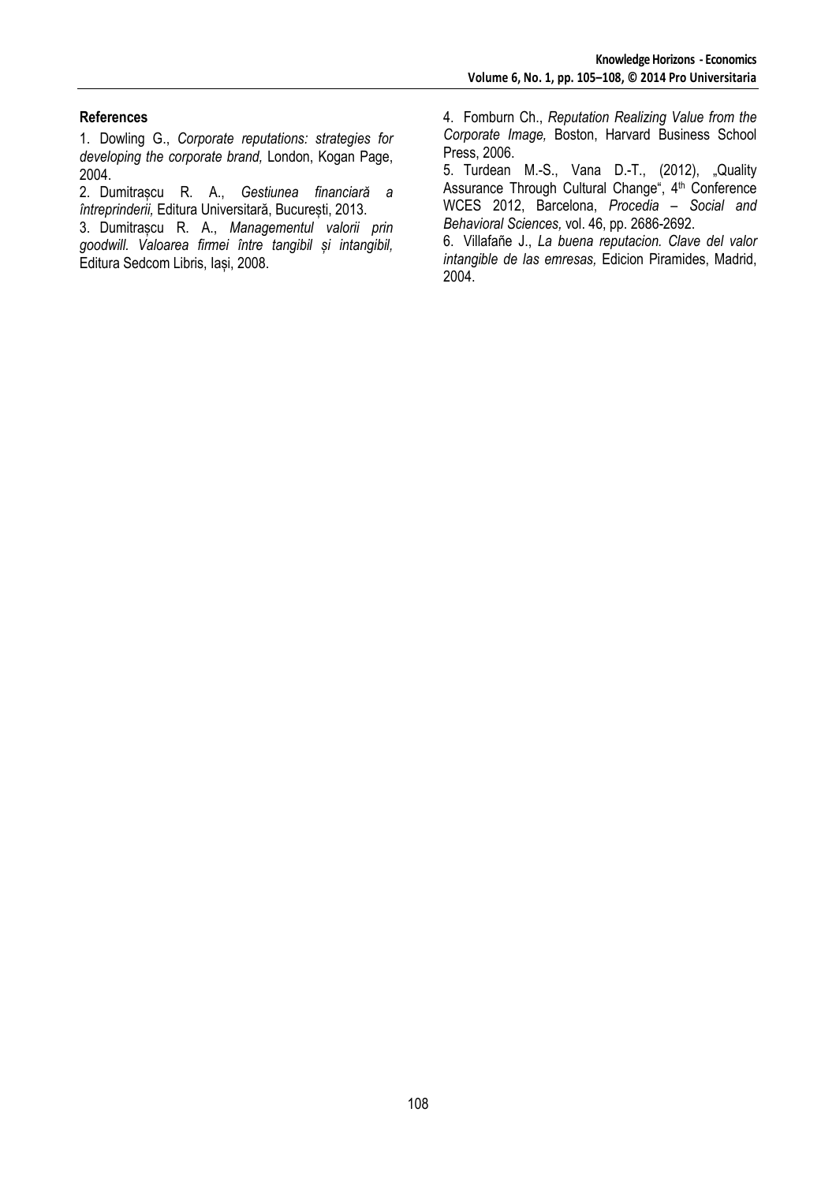**References**

1. Dowling G., *Corporate reputations: strategies for developing the corporate brand,* London, Kogan Page, 2004.
2. Dumitrașcu R. A., *Gestiunea financiară a întreprinderii,* Editura Universitară, București, 2013.
3. Dumitrașcu R. A., *Managementul valorii prin goodwill. Valoarea firmei între tangibil și intangibil,* Editura Sedcom Libris, Iași, 2008.
4. Fomburn Ch., *Reputation Realizing Value from the Corporate Image,* Boston, Harvard Business School Press, 2006.
5. Turdean M.-S., Vana D.-T., (2012), „Quality Assurance Through Cultural Change", 4th Conference WCES 2012, Barcelona, *Procedia – Social and Behavioral Sciences,* vol. 46, pp. 2686-2692.
6. Villafañe J., *La buena reputacion. Clave del valor intangible de las emresas,* Edicion Piramides, Madrid, 2004.